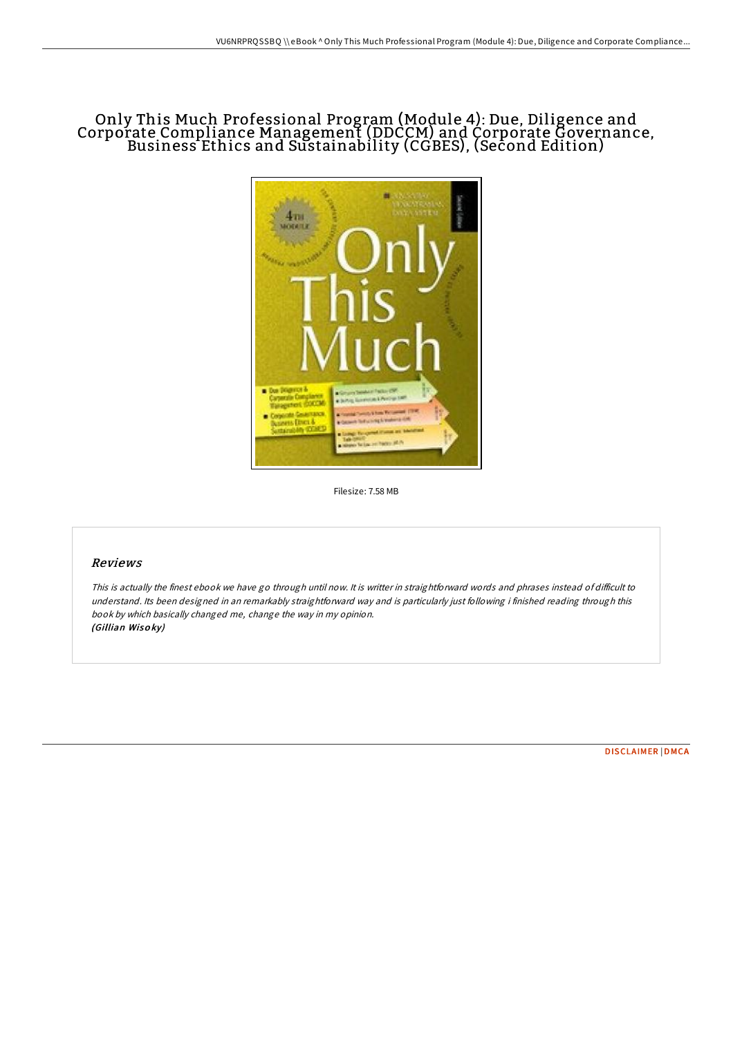# Only This Much Professional Program (Module 4): Due, Diligence and Corporate Compliance Management (DDCCM) and Corporate Governance, Business Ethics and Sustainability (CGBES), (Second Edition)

Filesize: 7.58 MB

## Reviews

*This is actually the finest ebook we have go through until now. It is writter in straightforward words and phrases instead of difficult to understand. Its been designed in an remarkably straightforward way and is particularly just following i finished reading through this book by which basically changed me, change the way in my opinion.*
***(Gillian Wisoky)***

DISCLAIMER | DMCA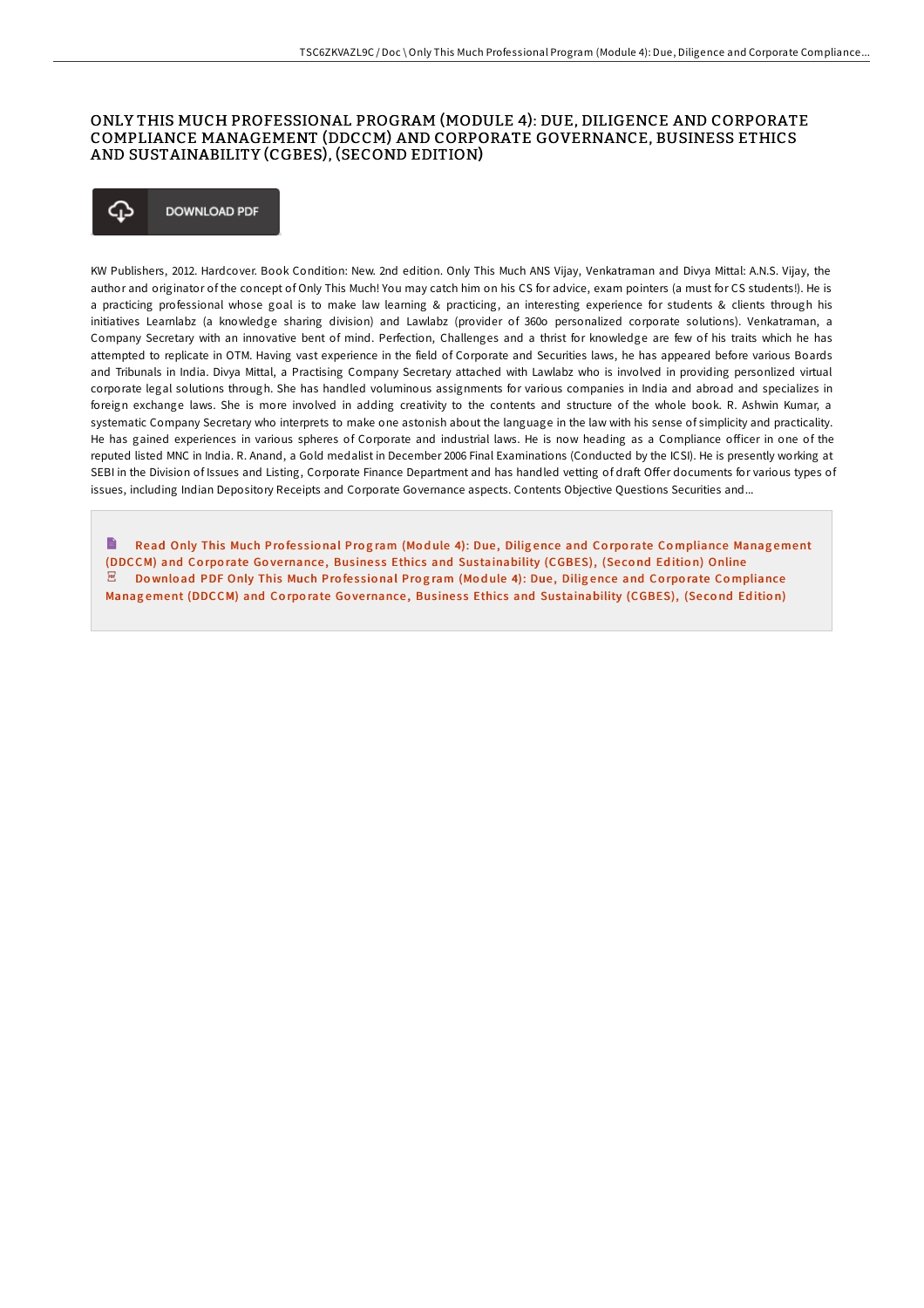# ONLY THIS MUCH PROFESSIONAL PROGRAM (MODULE 4): DUE, DILIGENCE AND CORPORATE COMPLIANCE MANAGEMENT (DDCCM) AND CORPORATE GOVERNANCE, BUSINESS ETHICS AND SUSTAINABILITY (CGBES), (SECOND EDITION)

DOWNLOAD PDF

KW Publishers, 2012. Hardcover. Book Condition: New. 2nd edition. Only This Much ANS Vijay, Venkatraman and Divya Mittal: A.N.S. Vijay, the author and originator of the concept of Only This Much! You may catch him on his CS for advice, exam pointers (a must for CS students!). He is a practicing professional whose goal is to make law learning & practicing, an interesting experience for students & clients through his initiatives Learnlabz (a knowledge sharing division) and Lawlabz (provider of 360o personalized corporate solutions). Venkatraman, a Company Secretary with an innovative bent of mind. Perfection, Challenges and a thrist for knowledge are few of his traits which he has attempted to replicate in OTM. Having vast experience in the field of Corporate and Securities laws, he has appeared before various Boards and Tribunals in India. Divya Mittal, a Practising Company Secretary attached with Lawlabz who is involved in providing personlized virtual corporate legal solutions through. She has handled voluminous assignments for various companies in India and abroad and specializes in foreign exchange laws. She is more involved in adding creativity to the contents and structure of the whole book. R. Ashwin Kumar, a systematic Company Secretary who interprets to make one astonish about the language in the law with his sense of simplicity and practicality. He has gained experiences in various spheres of Corporate and industrial laws. He is now heading as a Compliance officer in one of the reputed listed MNC in India. R. Anand, a Gold medalist in December 2006 Final Examinations (Conducted by the ICSI). He is presently working at SEBI in the Division of Issues and Listing, Corporate Finance Department and has handled vetting of draft Offer documents for various types of issues, including Indian Depository Receipts and Corporate Governance aspects. Contents Objective Questions Securities and...

Read Only This Much Professional Program (Module 4): Due, Diligence and Corporate Compliance Management (DDCCM) and Corporate Governance, Business Ethics and Sustainability (CGBES), (Second Edition) Online

Download PDF Only This Much Professional Program (Module 4): Due, Diligence and Corporate Compliance Management (DDCCM) and Corporate Governance, Business Ethics and Sustainability (CGBES), (Second Edition)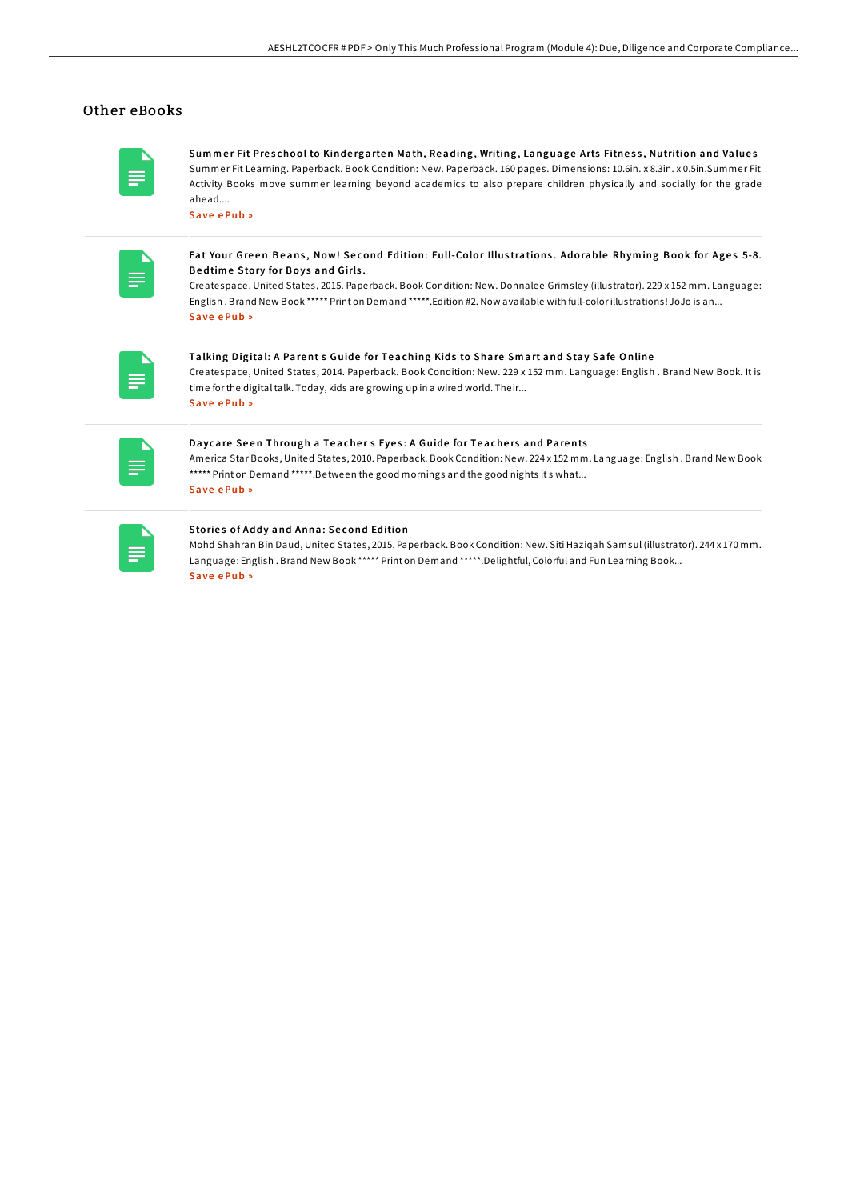## Other eBooks

**Summer Fit Preschool to Kindergarten Math, Reading, Writing, Language Arts Fitness, Nutrition and Values**

Summer Fit Learning. Paperback. Book Condition: New. Paperback. 160 pages. Dimensions: 10.6in. x 8.3in. x 0.5in.Summer Fit Activity Books move summer learning beyond academics to also prepare children physically and socially for the grade ahead....

Save ePub »

**Eat Your Green Beans, Now! Second Edition: Full-Color Illustrations. Adorable Rhyming Book for Ages 5-8. Bedtime Story for Boys and Girls.**

Createspace, United States, 2015. Paperback. Book Condition: New. Donnalee Grimsley (illustrator). 229 x 152 mm. Language: English . Brand New Book ***** Print on Demand *****.Edition #2. Now available with full-color illustrations! JoJo is an...

Save ePub »

**Talking Digital: A Parent s Guide for Teaching Kids to Share Smart and Stay Safe Online**

Createspace, United States, 2014. Paperback. Book Condition: New. 229 x 152 mm. Language: English . Brand New Book. It is time for the digital talk. Today, kids are growing up in a wired world. Their...

Save ePub »

**Daycare Seen Through a Teacher s Eyes: A Guide for Teachers and Parents**

America Star Books, United States, 2010. Paperback. Book Condition: New. 224 x 152 mm. Language: English . Brand New Book ***** Print on Demand *****.Between the good mornings and the good nights it s what...

Save ePub »

**Stories of Addy and Anna: Second Edition**

Mohd Shahran Bin Daud, United States, 2015. Paperback. Book Condition: New. Siti Haziqah Samsul (illustrator). 244 x 170 mm. Language: English . Brand New Book ***** Print on Demand *****.Delightful, Colorful and Fun Learning Book...

Save ePub »